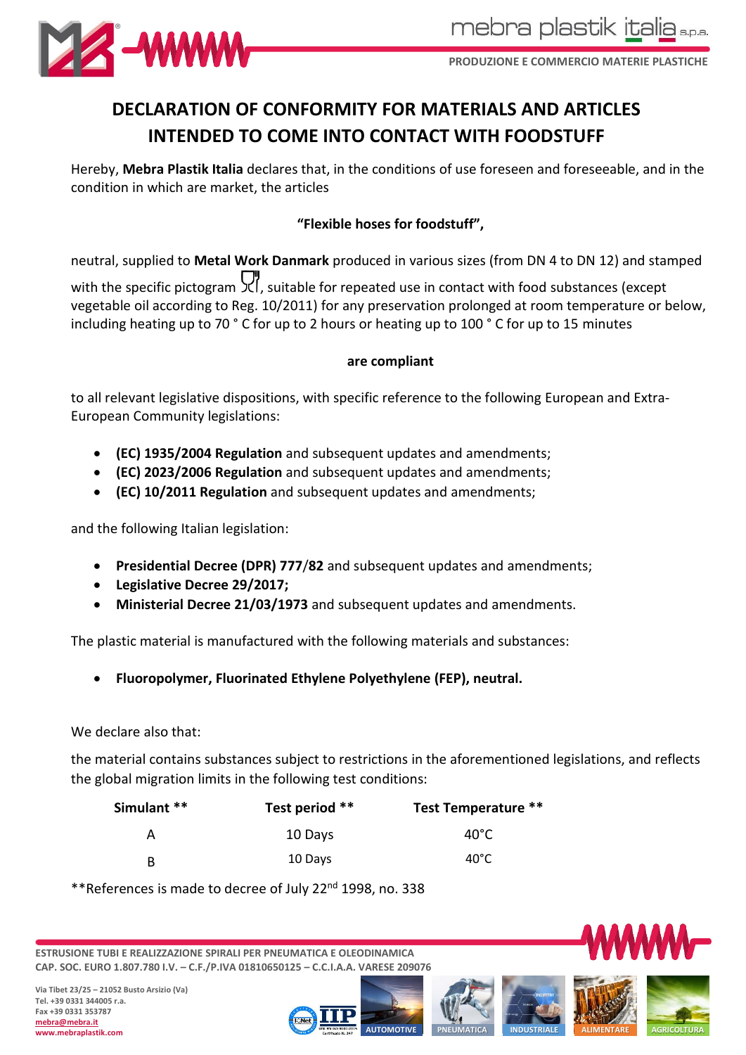# DECLARATION OF CONFORMITY FOR MATERIALS AND ARTICLES INTENDED TO COME INTO CONTACT WITH FOODSTUFF

Hereby, **Mebra Plastik Italia** declares that, in the conditions of use foreseen and foreseeable, and in the condition in which are market, the articles

**"Flexible hoses for foodstuff",**

neutral, supplied to **Metal Work Danmark** produced in various sizes (from DN 4 to DN 12) and stamped with the specific pictogram, suitable for repeated use in contact with food substances (except vegetable oil according to Reg. 10/2011) for any preservation prolonged at room temperature or below, including heating up to 70 ° C for up to 2 hours or heating up to 100 ° C for up to 15 minutes

**are compliant**

to all relevant legislative dispositions, with specific reference to the following European and Extra-European Community legislations:

- **(EC) 1935/2004 Regulation** and subsequent updates and amendments;
- **(EC) 2023/2006 Regulation** and subsequent updates and amendments;
- **(EC) 10/2011 Regulation** and subsequent updates and amendments;

and the following Italian legislation:

- **Presidential Decree (DPR) 777/82** and subsequent updates and amendments;
- **Legislative Decree 29/2017;**
- **Ministerial Decree 21/03/1973** and subsequent updates and amendments.

The plastic material is manufactured with the following materials and substances:

- **Fluoropolymer, Fluorinated Ethylene Polyethylene (FEP), neutral.**

We declare also that:

the material contains substances subject to restrictions in the aforementioned legislations, and reflects the global migration limits in the following test conditions:

| Simulant ** | Test period ** | Test Temperature ** |
|---|---|---|
| A | 10 Days | 40°C |
| B | 10 Days | 40°C |

**References is made to decree of July 22nd 1998, no. 338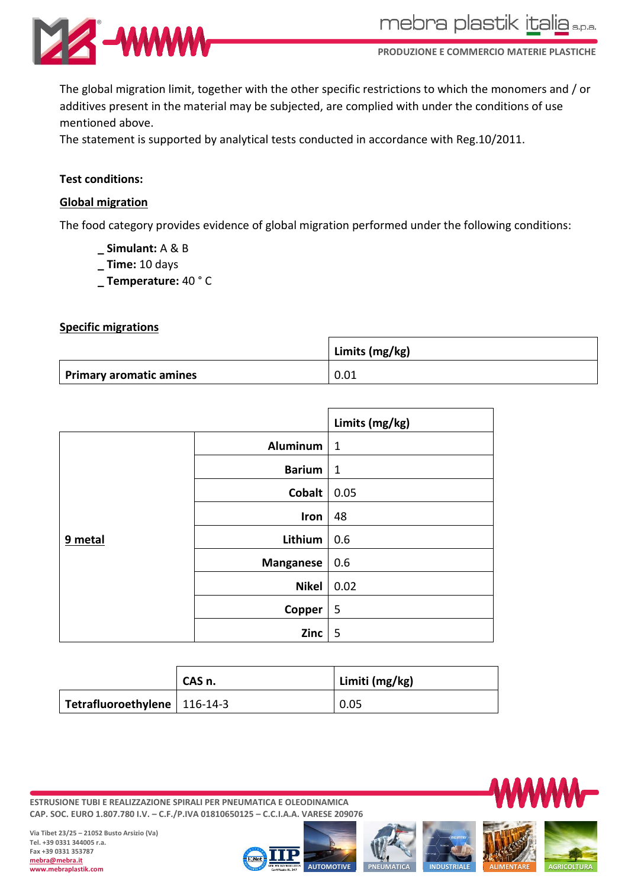The global migration limit, together with the other specific restrictions to which the monomers and / or additives present in the material may be subjected, are complied with under the conditions of use mentioned above.
The statement is supported by analytical tests conducted in accordance with Reg.10/2011.

**Test conditions:**

**Global migration**

The food category provides evidence of global migration performed under the following conditions:

_ **Simulant:** A & B
_ **Time:** 10 days
_ **Temperature:** 40 ° C

**Specific migrations**

| | Limits (mg/kg) |
|---|---|
| **Primary aromatic amines** | 0.01 |

| | | Limits (mg/kg) |
|---|---|---|
| **9 metal** | **Aluminum** | 1 |
| | **Barium** | 1 |
| | **Cobalt** | 0.05 |
| | **Iron** | 48 |
| | **Lithium** | 0.6 |
| | **Manganese** | 0.6 |
| | **Nikel** | 0.02 |
| | **Copper** | 5 |
| | **Zinc** | 5 |

| | CAS n. | Limiti (mg/kg) |
|---|---|---|
| **Tetrafluoroethylene** | 116-14-3 | 0.05 |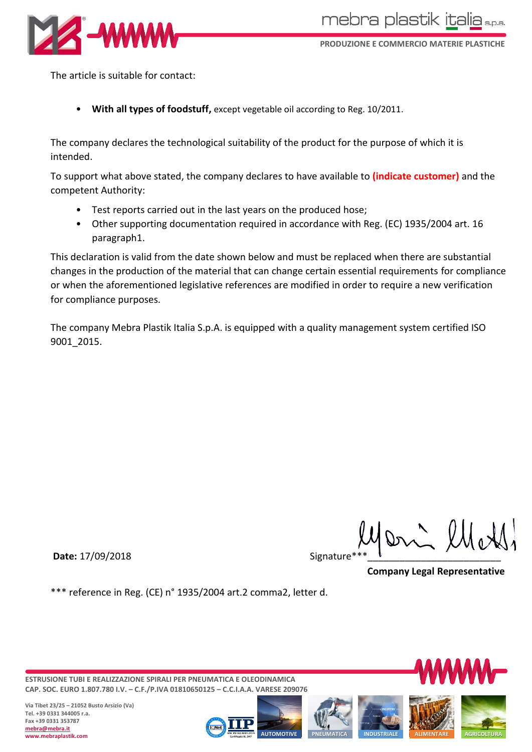The article is suitable for contact:

- **With all types of foodstuff,** except vegetable oil according to Reg. 10/2011.

The company declares the technological suitability of the product for the purpose of which it is intended.

To support what above stated, the company declares to have available to **(indicate customer)** and the competent Authority:

- Test reports carried out in the last years on the produced hose;
- Other supporting documentation required in accordance with Reg. (EC) 1935/2004 art. 16 paragraph1.

This declaration is valid from the date shown below and must be replaced when there are substantial changes in the production of the material that can change certain essential requirements for compliance or when the aforementioned legislative references are modified in order to require a new verification for compliance purposes.

The company Mebra Plastik Italia S.p.A. is equipped with a quality management system certified ISO 9001_2015.

**Date:** 17/09/2018

Signature***___________________________

**Company Legal Representative**

*** reference in Reg. (CE) n° 1935/2004 art.2 comma2, letter d.